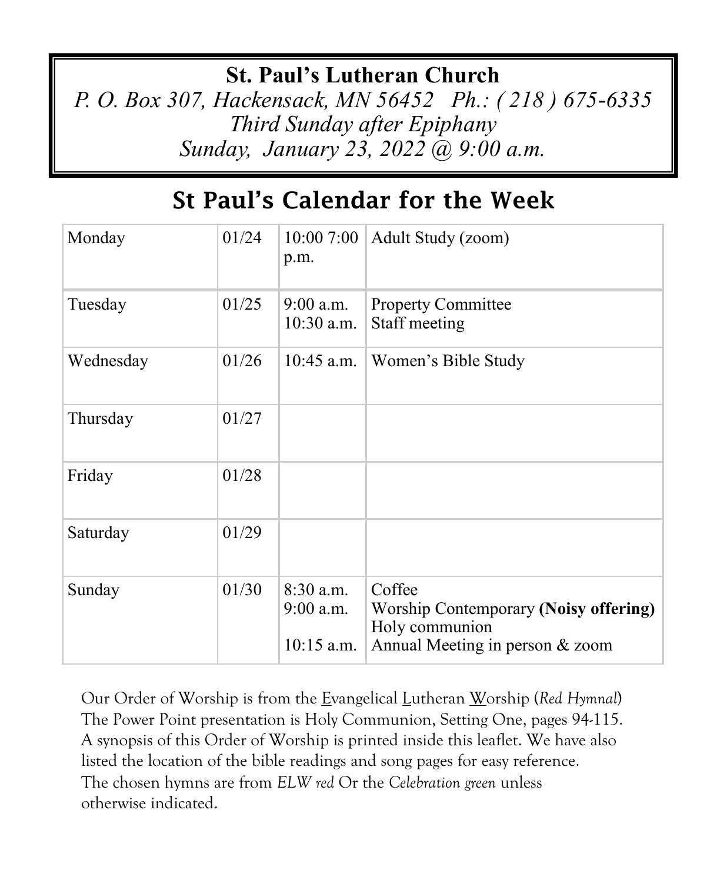# St. Paul's Lutheran Church

*P. O. Box 307, Hackensack, MN 56452 Ph.: ( 218 ) 675-6335*

*Third Sunday after Epiphany*

*Sunday, January 23, 2022 @ 9:00 a.m.*

## St Paul's Calendar for the Week

| Monday | 01/24 | 10:00 7:00 p.m. | Adult Study (zoom) |
|---|---|---|---|
| Tuesday | 01/25 | 9:00 a.m.<br>10:30 a.m. | Property Committee<br>Staff meeting |
| Wednesday | 01/26 | 10:45 a.m. | Women's Bible Study |
| Thursday | 01/27 | | |
| Friday | 01/28 | | |
| Saturday | 01/29 | | |
| Sunday | 01/30 | 8:30 a.m.<br>9:00 a.m.<br><br>10:15 a.m. | Coffee<br>Worship Contemporary **(Noisy offering)**<br>Holy communion<br>Annual Meeting in person & zoom |

Our Order of Worship is from the Evangelical Lutheran Worship (*Red Hymnal*) The Power Point presentation is Holy Communion, Setting One, pages 94-115. A synopsis of this Order of Worship is printed inside this leaflet. We have also listed the location of the bible readings and song pages for easy reference. The chosen hymns are from *ELW red* Or the *Celebration green* unless otherwise indicated.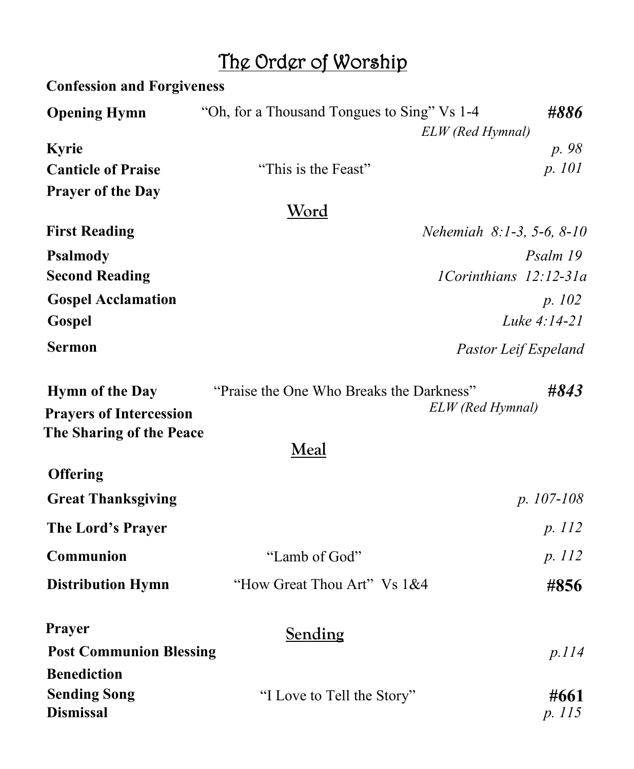# The Order of Worship

**Confession and Forgiveness**

**Opening Hymn** “Oh, for a Thousand Tongues to Sing” Vs 1-4 ***#886***
*ELW (Red Hymnal)*

**Kyrie** *p. 98*

**Canticle of Praise** “This is the Feast” *p. 101*

**Prayer of the Day**

## Word

**First Reading** *Nehemiah 8:1-3, 5-6, 8-10*

**Psalmody** *Psalm 19*

**Second Reading** *1Corinthians 12:12-31a*

**Gospel Acclamation** *p. 102*

**Gospel** *Luke 4:14-21*

**Sermon** *Pastor Leif Espeland*

**Hymn of the Day** “Praise the One Who Breaks the Darkness” ***#843***
*ELW (Red Hymnal)*

**Prayers of Intercession**

**The Sharing of the Peace**

## Meal

**Offering**

**Great Thanksgiving** *p. 107-108*

**The Lord’s Prayer** *p. 112*

**Communion** “Lamb of God” *p. 112*

**Distribution Hymn** “How Great Thou Art” Vs 1&4 **#856**

**Prayer**

## Sending

**Post Communion Blessing** *p.114*

**Benediction**

**Sending Song** “I Love to Tell the Story” **#661**

**Dismissal** *p. 115*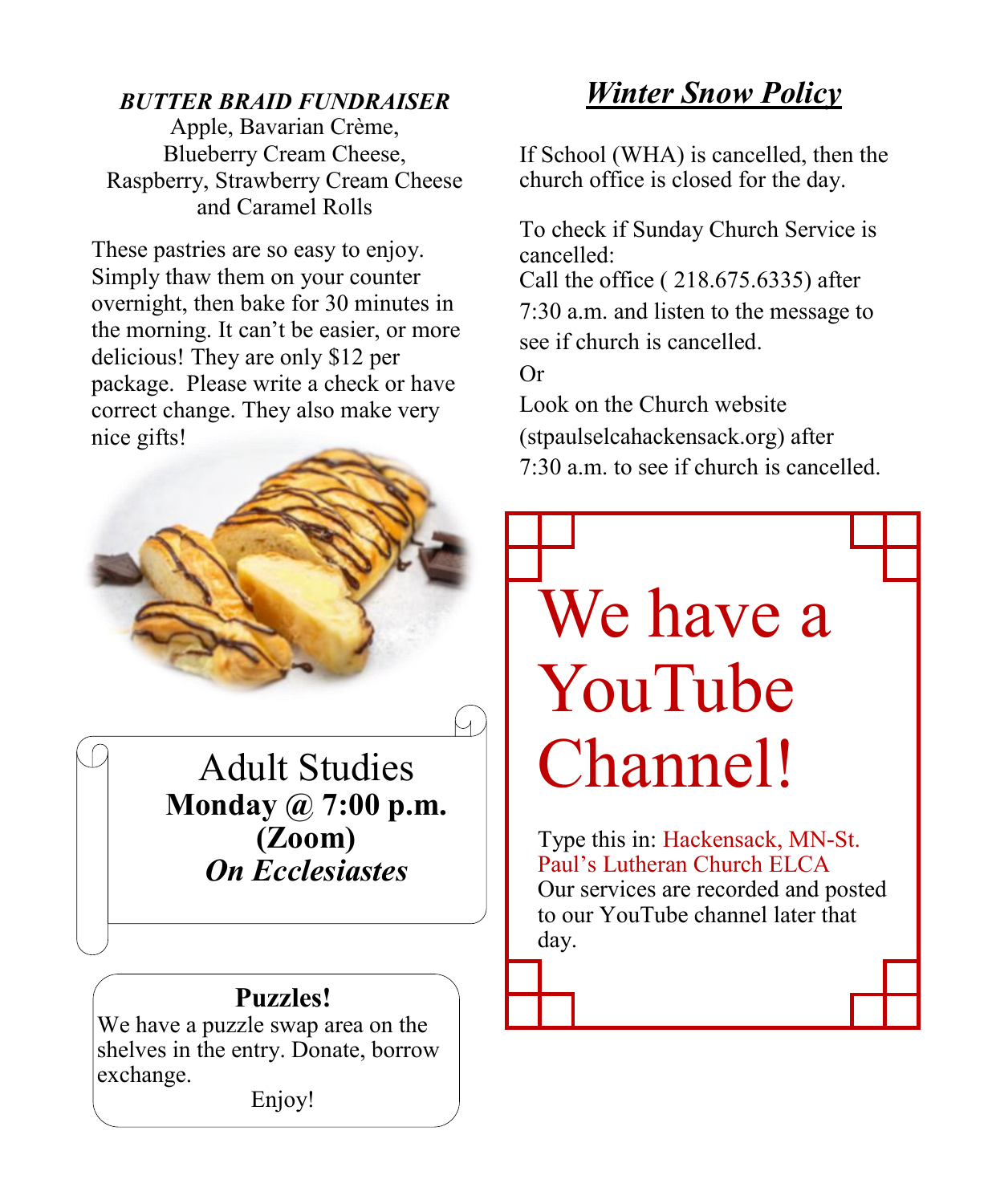***BUTTER BRAID FUNDRAISER***

Apple, Bavarian Crème,
Blueberry Cream Cheese,
Raspberry, Strawberry Cream Cheese
and Caramel Rolls

These pastries are so easy to enjoy. Simply thaw them on your counter overnight, then bake for 30 minutes in the morning. It can't be easier, or more delicious! They are only $12 per package. Please write a check or have correct change. They also make very nice gifts!

## Adult Studies

**Monday @ 7:00 p.m.**
**(Zoom)**
***On Ecclesiastes***

**Puzzles!**

We have a puzzle swap area on the shelves in the entry. Donate, borrow exchange.

Enjoy!

## *Winter Snow Policy*

If School (WHA) is cancelled, then the church office is closed for the day.

To check if Sunday Church Service is cancelled:
Call the office ( 218.675.6335) after 7:30 a.m. and listen to the message to see if church is cancelled.
Or
Look on the Church website (stpaulselcahackensack.org) after 7:30 a.m. to see if church is cancelled.

# We have a YouTube Channel!

Type this in: Hackensack, MN-St. Paul's Lutheran Church ELCA
Our services are recorded and posted to our YouTube channel later that day.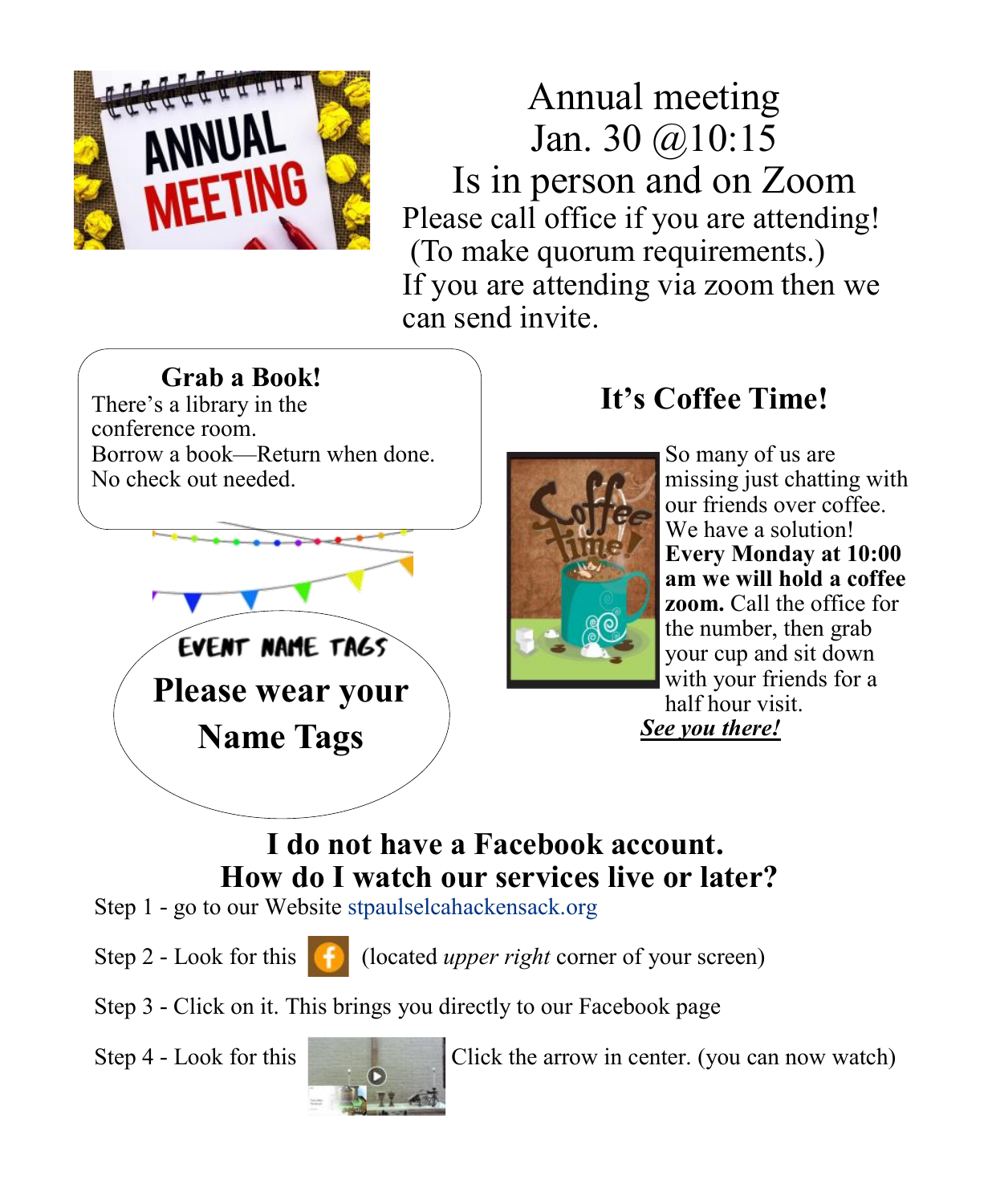# Annual meeting
# Jan. 30 @10:15
# Is in person and on Zoom

Please call office if you are attending!
(To make quorum requirements.)
If you are attending via zoom then we can send invite.

**Grab a Book!**

There's a library in the conference room.
Borrow a book—Return when done.
No check out needed.

EVENT NAME TAGS

**Please wear your Name Tags**

## It's Coffee Time!

So many of us are missing just chatting with our friends over coffee. We have a solution! **Every Monday at 10:00 am we will hold a coffee zoom.** Call the office for the number, then grab your cup and sit down with your friends for a half hour visit.

***See you there!***

## I do not have a Facebook account.
## How do I watch our services live or later?

Step 1 - go to our Website stpaulselcahackensack.org

Step 2 - Look for this (located *upper right* corner of your screen)

Step 3 - Click on it. This brings you directly to our Facebook page

Step 4 - Look for this Click the arrow in center. (you can now watch)